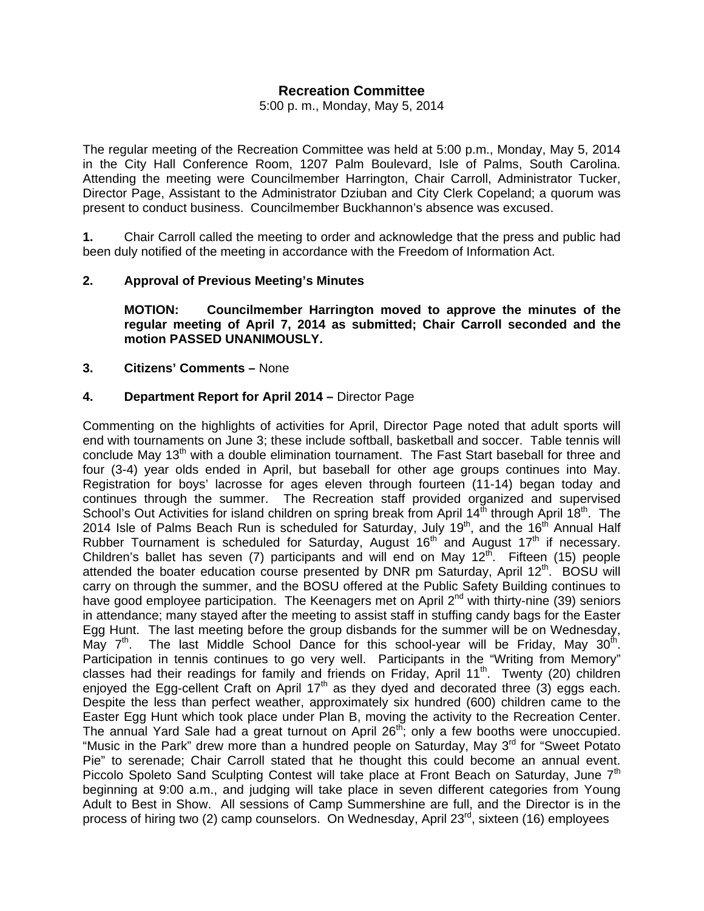**Recreation Committee**

5:00 p. m., Monday, May 5, 2014

The regular meeting of the Recreation Committee was held at 5:00 p.m., Monday, May 5, 2014 in the City Hall Conference Room, 1207 Palm Boulevard, Isle of Palms, South Carolina. Attending the meeting were Councilmember Harrington, Chair Carroll, Administrator Tucker, Director Page, Assistant to the Administrator Dziuban and City Clerk Copeland; a quorum was present to conduct business. Councilmember Buckhannon's absence was excused.

**1.** Chair Carroll called the meeting to order and acknowledge that the press and public had been duly notified of the meeting in accordance with the Freedom of Information Act.

**2. Approval of Previous Meeting's Minutes**

**MOTION: Councilmember Harrington moved to approve the minutes of the regular meeting of April 7, 2014 as submitted; Chair Carroll seconded and the motion PASSED UNANIMOUSLY.**

**3. Citizens' Comments –** None

**4. Department Report for April 2014 –** Director Page

Commenting on the highlights of activities for April, Director Page noted that adult sports will end with tournaments on June 3; these include softball, basketball and soccer. Table tennis will conclude May 13th with a double elimination tournament. The Fast Start baseball for three and four (3-4) year olds ended in April, but baseball for other age groups continues into May. Registration for boys' lacrosse for ages eleven through fourteen (11-14) began today and continues through the summer. The Recreation staff provided organized and supervised School's Out Activities for island children on spring break from April 14th through April 18th. The 2014 Isle of Palms Beach Run is scheduled for Saturday, July 19th, and the 16th Annual Half Rubber Tournament is scheduled for Saturday, August 16th and August 17th if necessary. Children's ballet has seven (7) participants and will end on May 12th. Fifteen (15) people attended the boater education course presented by DNR pm Saturday, April 12th. BOSU will carry on through the summer, and the BOSU offered at the Public Safety Building continues to have good employee participation. The Keenagers met on April 2nd with thirty-nine (39) seniors in attendance; many stayed after the meeting to assist staff in stuffing candy bags for the Easter Egg Hunt. The last meeting before the group disbands for the summer will be on Wednesday, May 7th. The last Middle School Dance for this school-year will be Friday, May 30th. Participation in tennis continues to go very well. Participants in the "Writing from Memory" classes had their readings for family and friends on Friday, April 11th. Twenty (20) children enjoyed the Egg-cellent Craft on April 17th as they dyed and decorated three (3) eggs each. Despite the less than perfect weather, approximately six hundred (600) children came to the Easter Egg Hunt which took place under Plan B, moving the activity to the Recreation Center. The annual Yard Sale had a great turnout on April 26th; only a few booths were unoccupied. "Music in the Park" drew more than a hundred people on Saturday, May 3rd for "Sweet Potato Pie" to serenade; Chair Carroll stated that he thought this could become an annual event. Piccolo Spoleto Sand Sculpting Contest will take place at Front Beach on Saturday, June 7th beginning at 9:00 a.m., and judging will take place in seven different categories from Young Adult to Best in Show. All sessions of Camp Summershine are full, and the Director is in the process of hiring two (2) camp counselors. On Wednesday, April 23rd, sixteen (16) employees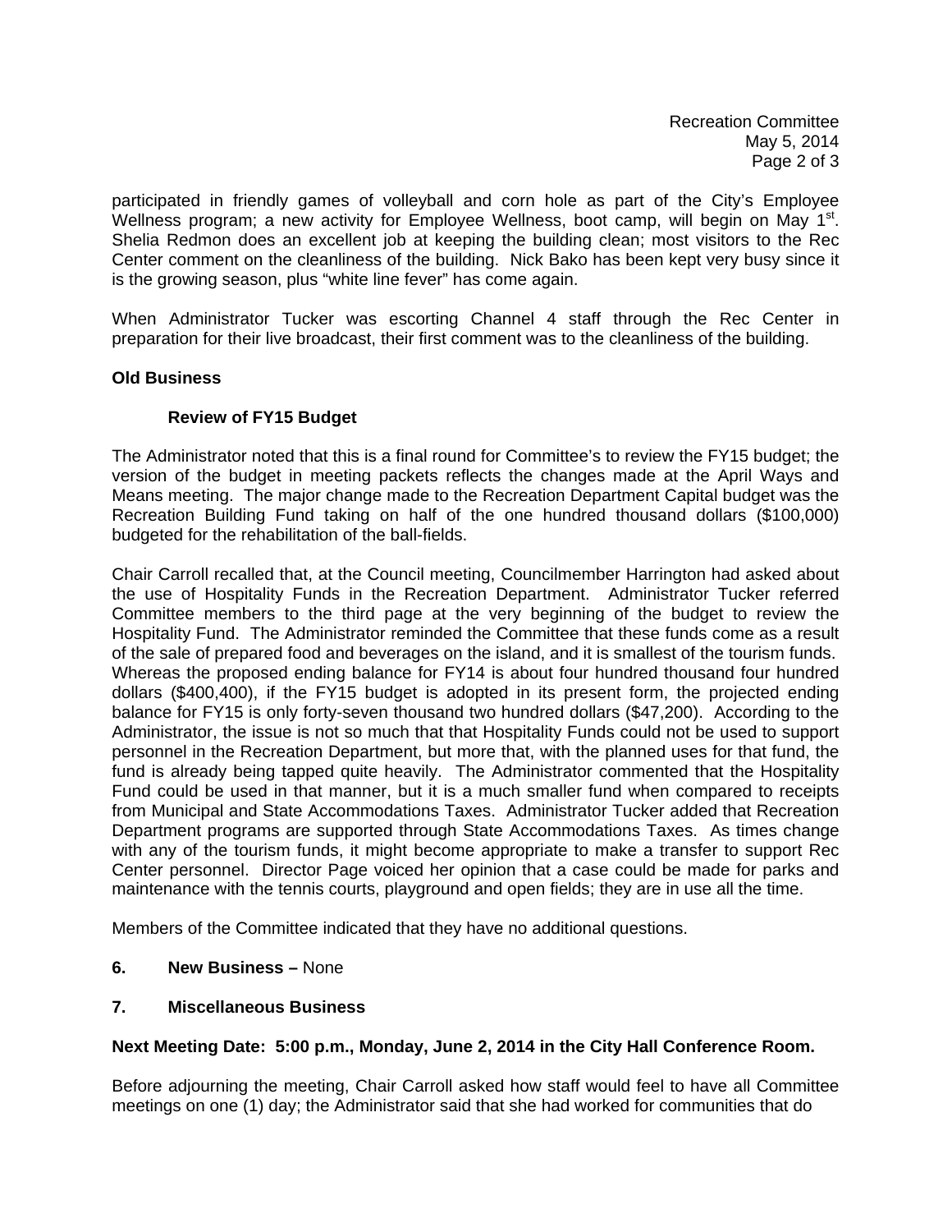participated in friendly games of volleyball and corn hole as part of the City's Employee Wellness program; a new activity for Employee Wellness, boot camp, will begin on May 1st. Shelia Redmon does an excellent job at keeping the building clean; most visitors to the Rec Center comment on the cleanliness of the building. Nick Bako has been kept very busy since it is the growing season, plus "white line fever" has come again.

When Administrator Tucker was escorting Channel 4 staff through the Rec Center in preparation for their live broadcast, their first comment was to the cleanliness of the building.

**Old Business**

**Review of FY15 Budget**

The Administrator noted that this is a final round for Committee's to review the FY15 budget; the version of the budget in meeting packets reflects the changes made at the April Ways and Means meeting. The major change made to the Recreation Department Capital budget was the Recreation Building Fund taking on half of the one hundred thousand dollars ($100,000) budgeted for the rehabilitation of the ball-fields.

Chair Carroll recalled that, at the Council meeting, Councilmember Harrington had asked about the use of Hospitality Funds in the Recreation Department. Administrator Tucker referred Committee members to the third page at the very beginning of the budget to review the Hospitality Fund. The Administrator reminded the Committee that these funds come as a result of the sale of prepared food and beverages on the island, and it is smallest of the tourism funds. Whereas the proposed ending balance for FY14 is about four hundred thousand four hundred dollars ($400,400), if the FY15 budget is adopted in its present form, the projected ending balance for FY15 is only forty-seven thousand two hundred dollars ($47,200). According to the Administrator, the issue is not so much that that Hospitality Funds could not be used to support personnel in the Recreation Department, but more that, with the planned uses for that fund, the fund is already being tapped quite heavily. The Administrator commented that the Hospitality Fund could be used in that manner, but it is a much smaller fund when compared to receipts from Municipal and State Accommodations Taxes. Administrator Tucker added that Recreation Department programs are supported through State Accommodations Taxes. As times change with any of the tourism funds, it might become appropriate to make a transfer to support Rec Center personnel. Director Page voiced her opinion that a case could be made for parks and maintenance with the tennis courts, playground and open fields; they are in use all the time.

Members of the Committee indicated that they have no additional questions.

**6. New Business –** None

**7. Miscellaneous Business**

**Next Meeting Date: 5:00 p.m., Monday, June 2, 2014 in the City Hall Conference Room.**

Before adjourning the meeting, Chair Carroll asked how staff would feel to have all Committee meetings on one (1) day; the Administrator said that she had worked for communities that do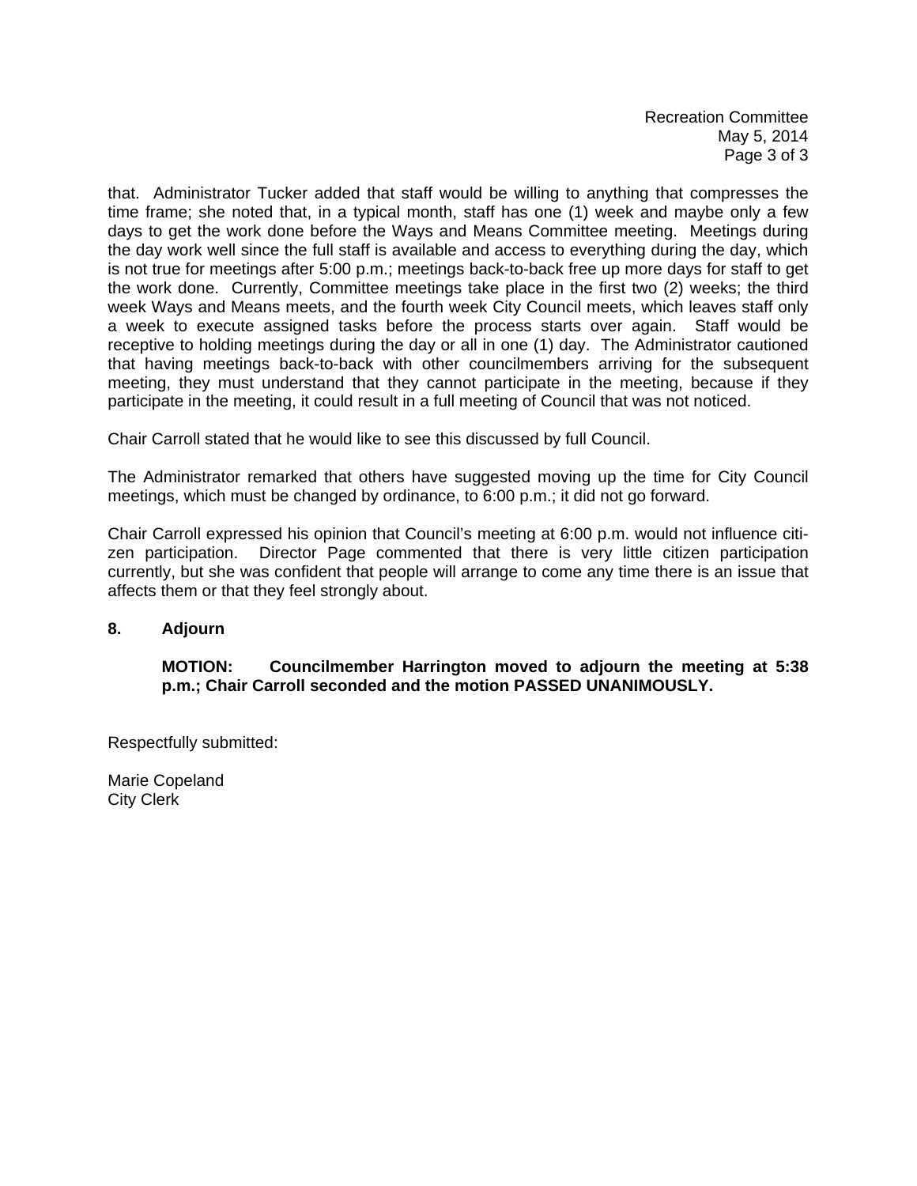that. Administrator Tucker added that staff would be willing to anything that compresses the time frame; she noted that, in a typical month, staff has one (1) week and maybe only a few days to get the work done before the Ways and Means Committee meeting. Meetings during the day work well since the full staff is available and access to everything during the day, which is not true for meetings after 5:00 p.m.; meetings back-to-back free up more days for staff to get the work done. Currently, Committee meetings take place in the first two (2) weeks; the third week Ways and Means meets, and the fourth week City Council meets, which leaves staff only a week to execute assigned tasks before the process starts over again. Staff would be receptive to holding meetings during the day or all in one (1) day. The Administrator cautioned that having meetings back-to-back with other councilmembers arriving for the subsequent meeting, they must understand that they cannot participate in the meeting, because if they participate in the meeting, it could result in a full meeting of Council that was not noticed.

Chair Carroll stated that he would like to see this discussed by full Council.

The Administrator remarked that others have suggested moving up the time for City Council meetings, which must be changed by ordinance, to 6:00 p.m.; it did not go forward.

Chair Carroll expressed his opinion that Council's meeting at 6:00 p.m. would not influence citizen participation. Director Page commented that there is very little citizen participation currently, but she was confident that people will arrange to come any time there is an issue that affects them or that they feel strongly about.

**8. Adjourn**

**MOTION: Councilmember Harrington moved to adjourn the meeting at 5:38 p.m.; Chair Carroll seconded and the motion PASSED UNANIMOUSLY.**

Respectfully submitted:

Marie Copeland
City Clerk